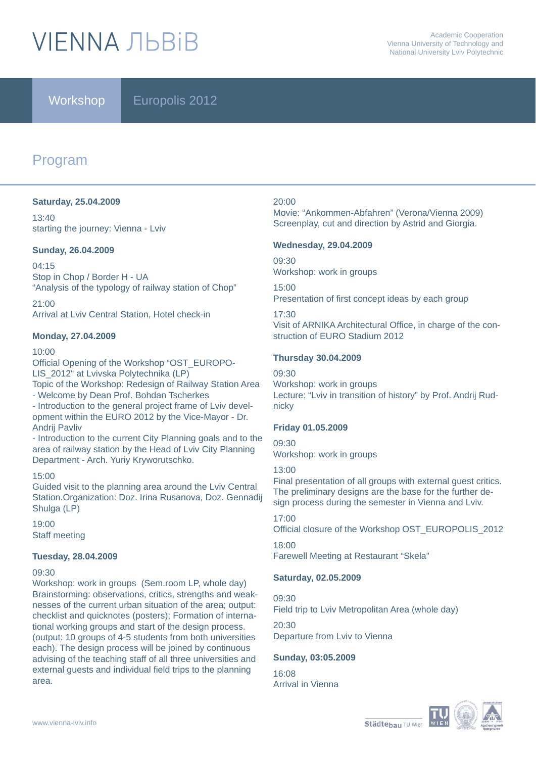# VIENNA ЛЬВiВ

Academic Cooperation
Vienna University of Technology and
National University Lviv Polytechnic

Workshop Europolis 2012

## Program

**Saturday, 25.04.2009**

13:40
starting the journey: Vienna - Lviv

**Sunday, 26.04.2009**

04:15
Stop in Chop / Border H - UA
“Analysis of the typology of railway station of Chop”

21:00
Arrival at Lviv Central Station, Hotel check-in

**Monday, 27.04.2009**

10:00
Official Opening of the Workshop “OST_EUROPOLIS_2012“ at Lvivska Polytechnika (LP)
Topic of the Workshop: Redesign of Railway Station Area
- Welcome by Dean Prof. Bohdan Tscherkes
- Introduction to the general project frame of Lviv development within the EURO 2012 by the Vice-Mayor - Dr. Andrij Pavliv
- Introduction to the current City Planning goals and to the area of railway station by the Head of Lviv City Planning Department - Arch. Yuriy Kryworutschko.

15:00
Guided visit to the planning area around the Lviv Central Station.Organization: Doz. Irina Rusanova, Doz. Gennadij Shulga (LP)

19:00
Staff meeting

**Tuesday, 28.04.2009**

09:30
Workshop: work in groups (Sem.room LP, whole day)
Brainstorming: observations, critics, strengths and weaknesses of the current urban situation of the area; output: checklist and quicknotes (posters); Formation of international working groups and start of the design process. (output: 10 groups of 4-5 students from both universities each). The design process will be joined by continuous advising of the teaching staff of all three universities and external guests and individual field trips to the planning area.

20:00
Movie: “Ankommen-Abfahren” (Verona/Vienna 2009)
Screenplay, cut and direction by Astrid and Giorgia.

**Wednesday, 29.04.2009**

09:30
Workshop: work in groups

15:00
Presentation of first concept ideas by each group

17:30
Visit of ARNIKA Architectural Office, in charge of the construction of EURO Stadium 2012

**Thursday 30.04.2009**

09:30
Workshop: work in groups
Lecture: “Lviv in transition of history” by Prof. Andrij Rudnicky

**Friday 01.05.2009**

09:30
Workshop: work in groups

13:00
Final presentation of all groups with external guest critics. The preliminary designs are the base for the further design process during the semester in Vienna and Lviv.

17:00
Official closure of the Workshop OST_EUROPOLIS_2012

18:00
Farewell Meeting at Restaurant “Skela”

**Saturday, 02.05.2009**

09:30
Field trip to Lviv Metropolitan Area (whole day)

20:30
Departure from Lviv to Vienna

**Sunday, 03:05.2009**

16:08
Arrival in Vienna

www.vienna-lviv.info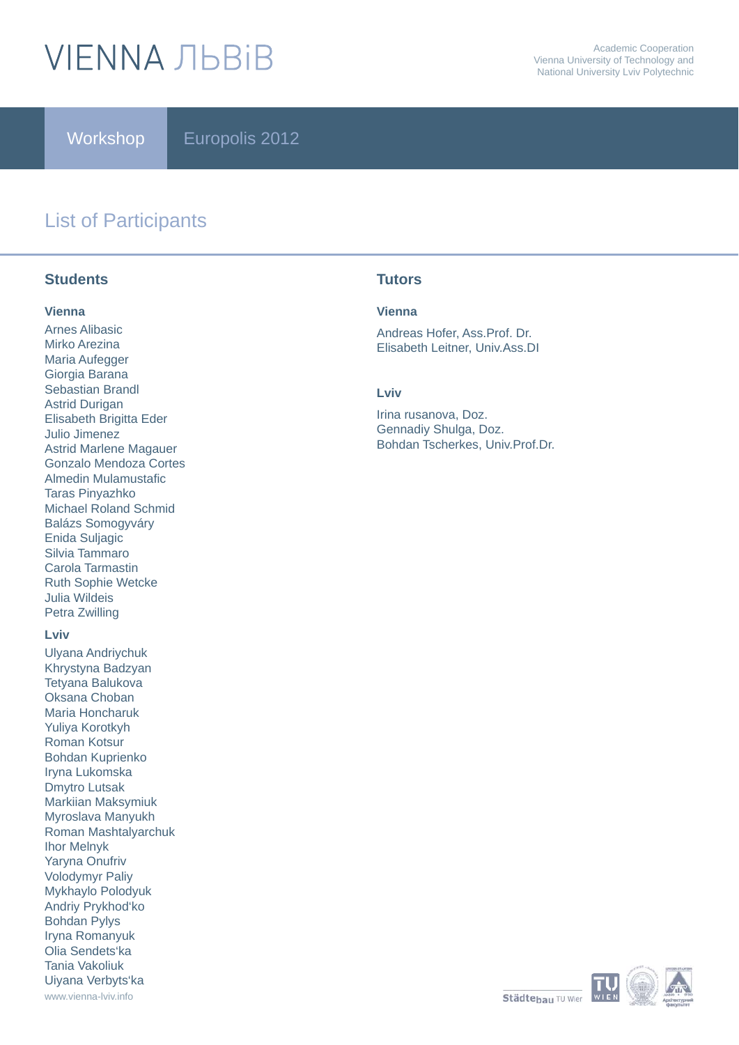# VIENNA ЛЬВіВ

Academic Cooperation
Vienna University of Technology and
National University Lviv Polytechnic

Workshop Europolis 2012

## List of Participants

### Students

#### Vienna

Arnes Alibasic
Mirko Arezina
Maria Aufegger
Giorgia Barana
Sebastian Brandl
Astrid Durigan
Elisabeth Brigitta Eder
Julio Jimenez
Astrid Marlene Magauer
Gonzalo Mendoza Cortes
Almedin Mulamustafic
Taras Pinyazhko
Michael Roland Schmid
Balázs Somogyváry
Enida Suljagic
Silvia Tammaro
Carola Tarmastin
Ruth Sophie Wetcke
Julia Wildeis
Petra Zwilling

#### Lviv

Ulyana Andriychuk
Khrystyna Badzyan
Tetyana Balukova
Oksana Choban
Maria Honcharuk
Yuliya Korotkyh
Roman Kotsur
Bohdan Kuprienko
Iryna Lukomska
Dmytro Lutsak
Markiian Maksymiuk
Myroslava Manyukh
Roman Mashtalyarchuk
Ihor Melnyk
Yaryna Onufriv
Volodymyr Paliy
Mykhaylo Polodyuk
Andriy Prykhod'ko
Bohdan Pylys
Iryna Romanyuk
Olia Sendets'ka
Tania Vakoliuk
Uiyana Verbyts'ka

### Tutors

#### Vienna

Andreas Hofer, Ass.Prof. Dr.
Elisabeth Leitner, Univ.Ass.DI

#### Lviv

Irina rusanova, Doz.
Gennadiy Shulga, Doz.
Bohdan Tscherkes, Univ.Prof.Dr.

www.vienna-lviv.info